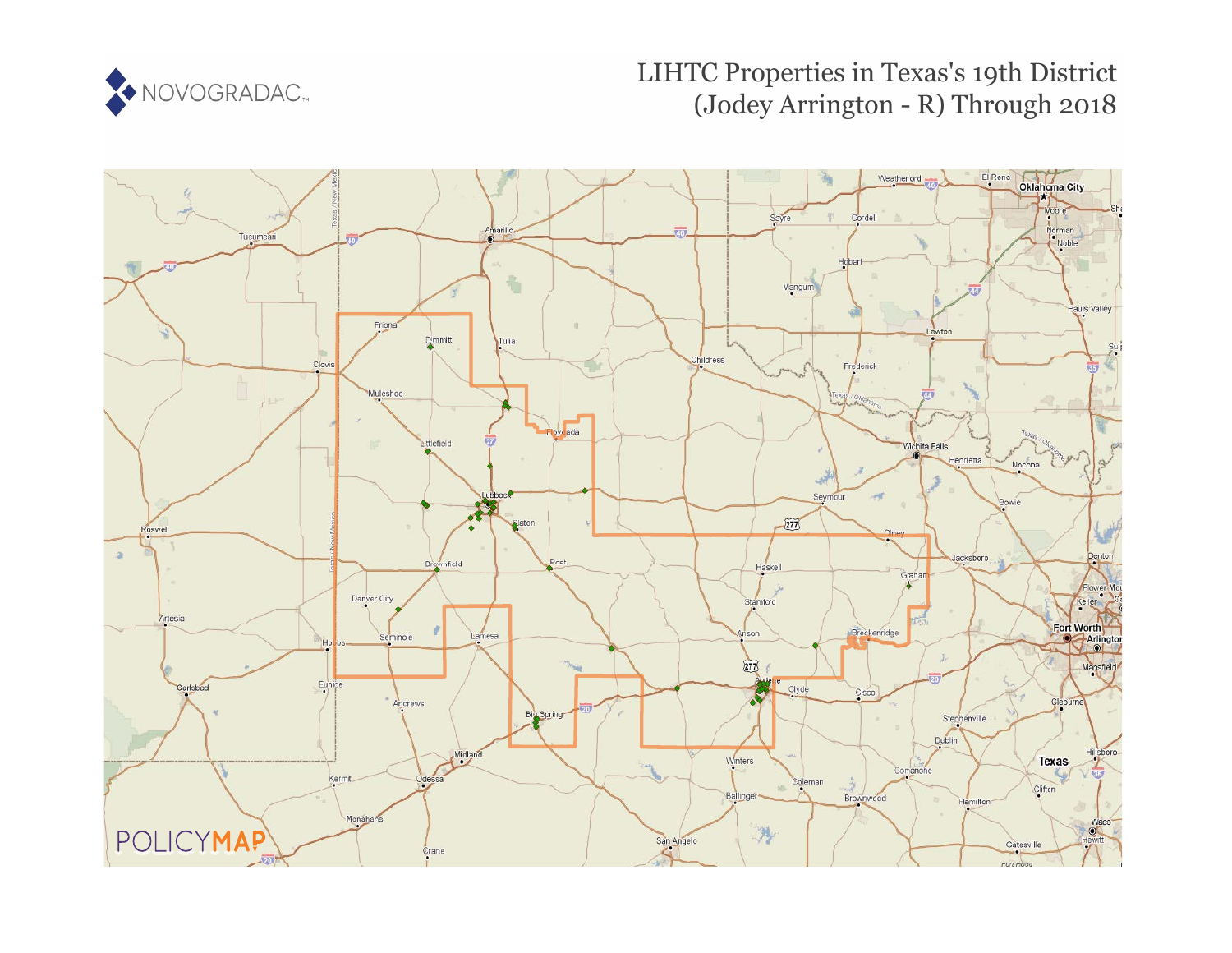# LIHTC Properties in Texas's 19th District (Jodey Arrington - R) Through 2018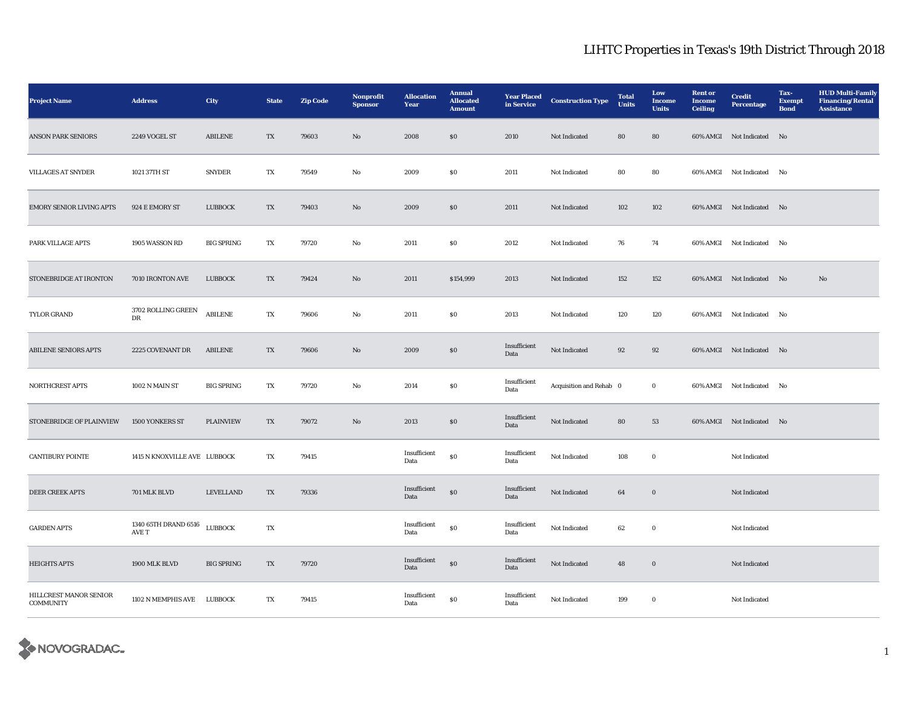# LIHTC Properties in Texas's 19th District Through 2018

| Project Name | Address | City | State | Zip Code | Nonprofit Sponsor | Allocation Year | Annual Allocated Amount | Year Placed in Service | Construction Type | Total Units | Low Income Units | Rent or Income Ceiling | Credit Percentage | Tax-Exempt Bond | HUD Multi-Family Financing/Rental Assistance |
|---|---|---|---|---|---|---|---|---|---|---|---|---|---|---|---|
| ANSON PARK SENIORS | 2249 VOGEL ST | ABILENE | TX | 79603 | No | 2008 | $0 | 2010 | Not Indicated | 80 | 80 | 60% AMGI | Not Indicated | No | |
| VILLAGES AT SNYDER | 1021 37TH ST | SNYDER | TX | 79549 | No | 2009 | $0 | 2011 | Not Indicated | 80 | 80 | 60% AMGI | Not Indicated | No | |
| EMORY SENIOR LIVING APTS | 924 E EMORY ST | LUBBOCK | TX | 79403 | No | 2009 | $0 | 2011 | Not Indicated | 102 | 102 | 60% AMGI | Not Indicated | No | |
| PARK VILLAGE APTS | 1905 WASSON RD | BIG SPRING | TX | 79720 | No | 2011 | $0 | 2012 | Not Indicated | 76 | 74 | 60% AMGI | Not Indicated | No | |
| STONEBRIDGE AT IRONTON | 7010 IRONTON AVE | LUBBOCK | TX | 79424 | No | 2011 | $154,999 | 2013 | Not Indicated | 152 | 152 | 60% AMGI | Not Indicated | No | No |
| TYLOR GRAND | 3702 ROLLING GREEN DR | ABILENE | TX | 79606 | No | 2011 | $0 | 2013 | Not Indicated | 120 | 120 | 60% AMGI | Not Indicated | No | |
| ABILENE SENIORS APTS | 2225 COVENANT DR | ABILENE | TX | 79606 | No | 2009 | $0 | Insufficient Data | Not Indicated | 92 | 92 | 60% AMGI | Not Indicated | No | |
| NORTHCREST APTS | 1002 N MAIN ST | BIG SPRING | TX | 79720 | No | 2014 | $0 | Insufficient Data | Acquisition and Rehab | 0 | 0 | 60% AMGI | Not Indicated | No | |
| STONEBRIDGE OF PLAINVIEW | 1500 YONKERS ST | PLAINVIEW | TX | 79072 | No | 2013 | $0 | Insufficient Data | Not Indicated | 80 | 53 | 60% AMGI | Not Indicated | No | |
| CANTIBURY POINTE | 1415 N KNOXVILLE AVE | LUBBOCK | TX | 79415 | | Insufficient Data | $0 | Insufficient Data | Not Indicated | 108 | 0 | | Not Indicated | | |
| DEER CREEK APTS | 701 MLK BLVD | LEVELLAND | TX | 79336 | | Insufficient Data | $0 | Insufficient Data | Not Indicated | 64 | 0 | | Not Indicated | | |
| GARDEN APTS | 1340 65TH DRAND 6516 AVE T | LUBBOCK | TX | | | Insufficient Data | $0 | Insufficient Data | Not Indicated | 62 | 0 | | Not Indicated | | |
| HEIGHTS APTS | 1900 MLK BLVD | BIG SPRING | TX | 79720 | | Insufficient Data | $0 | Insufficient Data | Not Indicated | 48 | 0 | | Not Indicated | | |
| HILLCREST MANOR SENIOR COMMUNITY | 1102 N MEMPHIS AVE | LUBBOCK | TX | 79415 | | Insufficient Data | $0 | Insufficient Data | Not Indicated | 199 | 0 | | Not Indicated | | |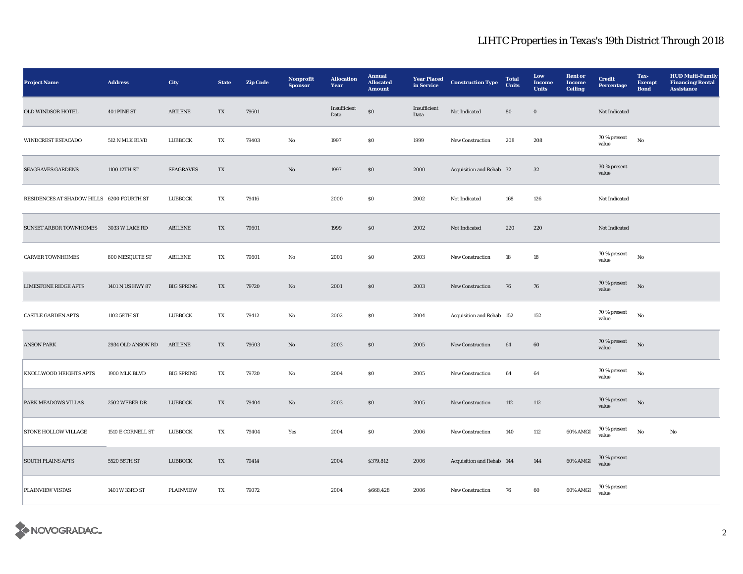# LIHTC Properties in Texas's 19th District Through 2018

| Project Name | Address | City | State | Zip Code | Nonprofit Sponsor | Allocation Year | Annual Allocated Amount | Year Placed in Service | Construction Type | Total Units | Low Income Units | Rent or Income Ceiling | Credit Percentage | Tax-Exempt Bond | HUD Multi-Family Financing/Rental Assistance |
|---|---|---|---|---|---|---|---|---|---|---|---|---|---|---|---|
| OLD WINDSOR HOTEL | 401 PINE ST | ABILENE | TX | 79601 | | Insufficient Data | $0 | Insufficient Data | Not Indicated | 80 | 0 | | Not Indicated | | |
| WINDCREST ESTACADO | 512 N MLK BLVD | LUBBOCK | TX | 79403 | No | 1997 | $0 | 1999 | New Construction | 208 | 208 | | 70 % present value | No | |
| SEAGRAVES GARDENS | 1100 12TH ST | SEAGRAVES | TX | | No | 1997 | $0 | 2000 | Acquisition and Rehab | 32 | 32 | | 30 % present value | | |
| RESIDENCES AT SHADOW HILLS | 6200 FOURTH ST | LUBBOCK | TX | 79416 | | 2000 | $0 | 2002 | Not Indicated | 168 | 126 | | Not Indicated | | |
| SUNSET ARBOR TOWNHOMES | 3033 W LAKE RD | ABILENE | TX | 79601 | | 1999 | $0 | 2002 | Not Indicated | 220 | 220 | | Not Indicated | | |
| CARVER TOWNHOMES | 800 MESQUITE ST | ABILENE | TX | 79601 | No | 2001 | $0 | 2003 | New Construction | 18 | 18 | | 70 % present value | No | |
| LIMESTONE RIDGE APTS | 1401 N US HWY 87 | BIG SPRING | TX | 79720 | No | 2001 | $0 | 2003 | New Construction | 76 | 76 | | 70 % present value | No | |
| CASTLE GARDEN APTS | 1102 58TH ST | LUBBOCK | TX | 79412 | No | 2002 | $0 | 2004 | Acquisition and Rehab | 152 | 152 | | 70 % present value | No | |
| ANSON PARK | 2934 OLD ANSON RD | ABILENE | TX | 79603 | No | 2003 | $0 | 2005 | New Construction | 64 | 60 | | 70 % present value | No | |
| KNOLLWOOD HEIGHTS APTS | 1900 MLK BLVD | BIG SPRING | TX | 79720 | No | 2004 | $0 | 2005 | New Construction | 64 | 64 | | 70 % present value | No | |
| PARK MEADOWS VILLAS | 2502 WEBER DR | LUBBOCK | TX | 79404 | No | 2003 | $0 | 2005 | New Construction | 112 | 112 | | 70 % present value | No | |
| STONE HOLLOW VILLAGE | 1510 E CORNELL ST | LUBBOCK | TX | 79404 | Yes | 2004 | $0 | 2006 | New Construction | 140 | 112 | 60% AMGI | 70 % present value | No | No |
| SOUTH PLAINS APTS | 5520 58TH ST | LUBBOCK | TX | 79414 | | 2004 | $379,812 | 2006 | Acquisition and Rehab | 144 | 144 | 60% AMGI | 70 % present value | | |
| PLAINVIEW VISTAS | 1401 W 33RD ST | PLAINVIEW | TX | 79072 | | 2004 | $668,428 | 2006 | New Construction | 76 | 60 | 60% AMGI | 70 % present value | | |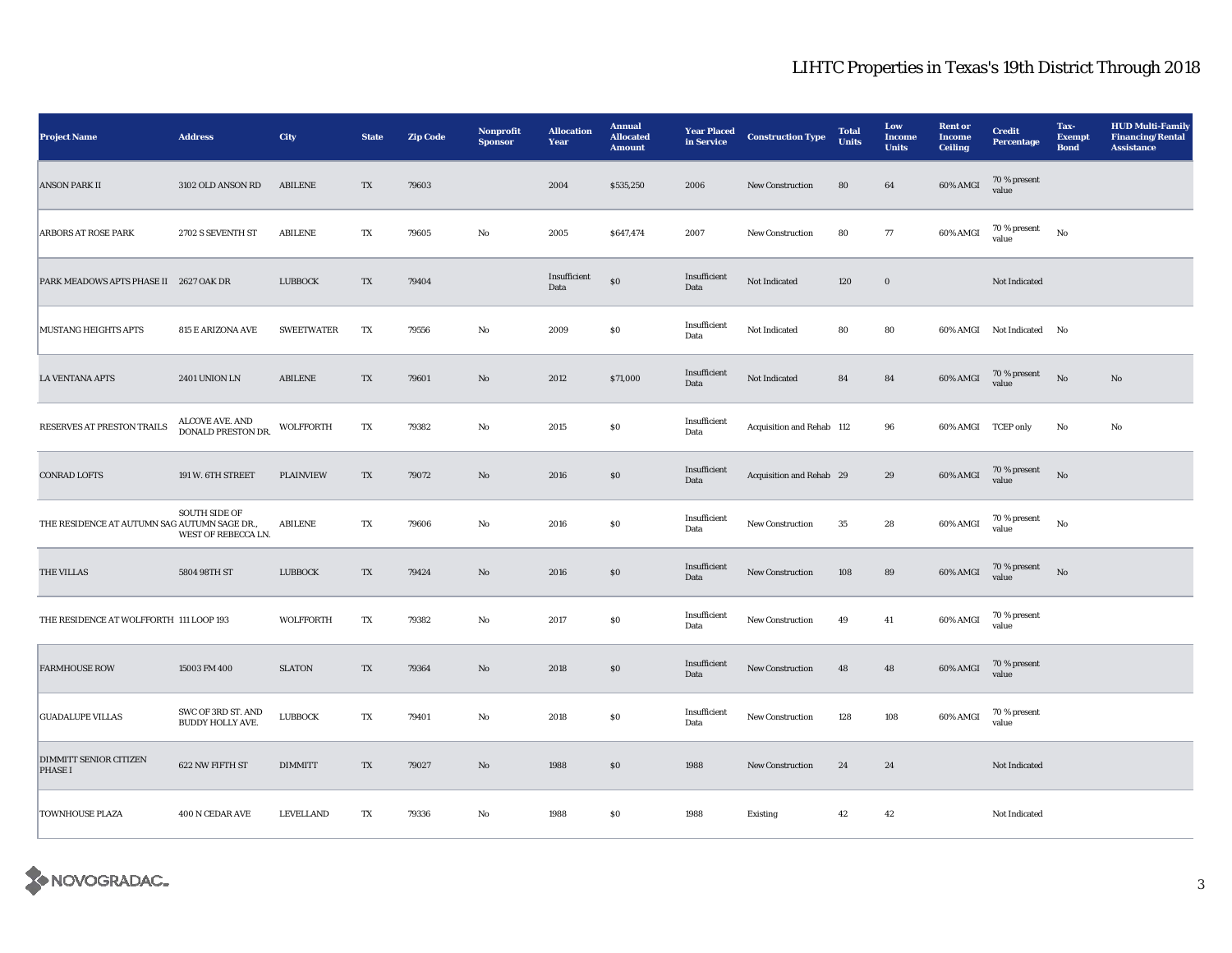# LIHTC Properties in Texas's 19th District Through 2018

| Project Name | Address | City | State | Zip Code | Nonprofit Sponsor | Allocation Year | Annual Allocated Amount | Year Placed in Service | Construction Type | Total Units | Low Income Units | Rent or Income Ceiling | Credit Percentage | Tax-Exempt Bond | HUD Multi-Family Financing/Rental Assistance |
|---|---|---|---|---|---|---|---|---|---|---|---|---|---|---|---|
| ANSON PARK II | 3102 OLD ANSON RD | ABILENE | TX | 79603 | | 2004 | $535,250 | 2006 | New Construction | 80 | 64 | 60% AMGI | 70 % present value | | |
| ARBORS AT ROSE PARK | 2702 S SEVENTH ST | ABILENE | TX | 79605 | No | 2005 | $647,474 | 2007 | New Construction | 80 | 77 | 60% AMGI | 70 % present value | No | |
| PARK MEADOWS APTS PHASE II | 2627 OAK DR | LUBBOCK | TX | 79404 | | Insufficient Data | $0 | Insufficient Data | Not Indicated | 120 | 0 | | Not Indicated | | |
| MUSTANG HEIGHTS APTS | 815 E ARIZONA AVE | SWEETWATER | TX | 79556 | No | 2009 | $0 | Insufficient Data | Not Indicated | 80 | 80 | 60% AMGI | Not Indicated | No | |
| LA VENTANA APTS | 2401 UNION LN | ABILENE | TX | 79601 | No | 2012 | $71,000 | Insufficient Data | Not Indicated | 84 | 84 | 60% AMGI | 70 % present value | No | No |
| RESERVES AT PRESTON TRAILS | ALCOVE AVE. AND DONALD PRESTON DR. | WOLFFORTH | TX | 79382 | No | 2015 | $0 | Insufficient Data | Acquisition and Rehab | 112 | 96 | 60% AMGI | TCEP only | No | No |
| CONRAD LOFTS | 191 W. 6TH STREET | PLAINVIEW | TX | 79072 | No | 2016 | $0 | Insufficient Data | Acquisition and Rehab | 29 | 29 | 60% AMGI | 70 % present value | No | |
| THE RESIDENCE AT AUTUMN SAG | SOUTH SIDE OF AUTUMN SAGE DR., WEST OF REBECCA LN. | ABILENE | TX | 79606 | No | 2016 | $0 | Insufficient Data | New Construction | 35 | 28 | 60% AMGI | 70 % present value | No | |
| THE VILLAS | 5804 98TH ST | LUBBOCK | TX | 79424 | No | 2016 | $0 | Insufficient Data | New Construction | 108 | 89 | 60% AMGI | 70 % present value | No | |
| THE RESIDENCE AT WOLFFORTH | 111 LOOP 193 | WOLFFORTH | TX | 79382 | No | 2017 | $0 | Insufficient Data | New Construction | 49 | 41 | 60% AMGI | 70 % present value | | |
| FARMHOUSE ROW | 15003 FM 400 | SLATON | TX | 79364 | No | 2018 | $0 | Insufficient Data | New Construction | 48 | 48 | 60% AMGI | 70 % present value | | |
| GUADALUPE VILLAS | SWC OF 3RD ST. AND BUDDY HOLLY AVE. | LUBBOCK | TX | 79401 | No | 2018 | $0 | Insufficient Data | New Construction | 128 | 108 | 60% AMGI | 70 % present value | | |
| DIMMITT SENIOR CITIZEN PHASE I | 622 NW FIFTH ST | DIMMITT | TX | 79027 | No | 1988 | $0 | 1988 | New Construction | 24 | 24 | | Not Indicated | | |
| TOWNHOUSE PLAZA | 400 N CEDAR AVE | LEVELLAND | TX | 79336 | No | 1988 | $0 | 1988 | Existing | 42 | 42 | | Not Indicated | | |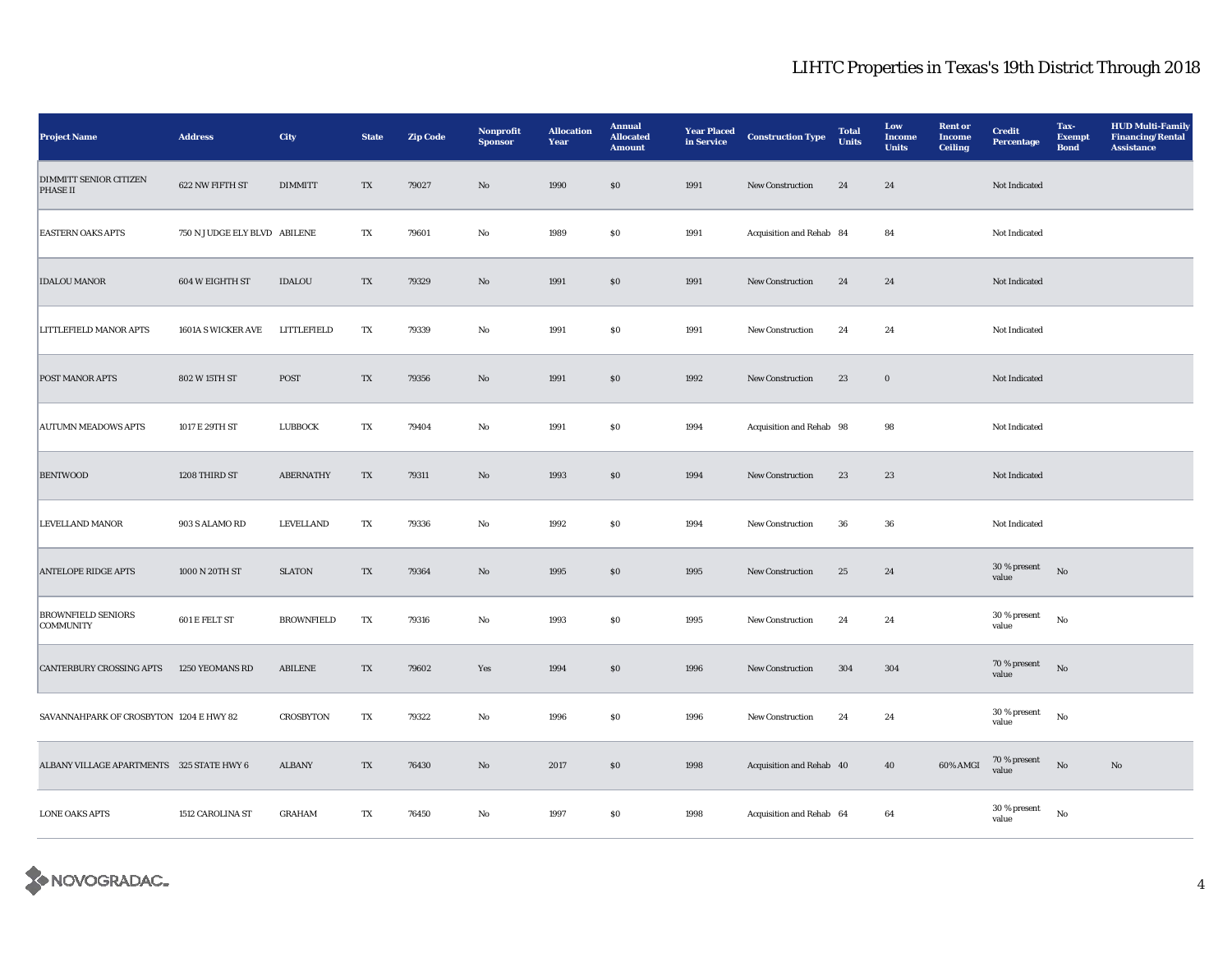# LIHTC Properties in Texas's 19th District Through 2018

| Project Name | Address | City | State | Zip Code | Nonprofit Sponsor | Allocation Year | Annual Allocated Amount | Year Placed in Service | Construction Type | Total Units | Low Income Units | Rent or Income Ceiling | Credit Percentage | Tax-Exempt Bond | HUD Multi-Family Financing/Rental Assistance |
|---|---|---|---|---|---|---|---|---|---|---|---|---|---|---|---|
| DIMMITT SENIOR CITIZEN PHASE II | 622 NW FIFTH ST | DIMMITT | TX | 79027 | No | 1990 | $0 | 1991 | New Construction | 24 | 24 | | Not Indicated | | |
| EASTERN OAKS APTS | 750 N JUDGE ELY BLVD | ABILENE | TX | 79601 | No | 1989 | $0 | 1991 | Acquisition and Rehab | 84 | 84 | | Not Indicated | | |
| IDALOU MANOR | 604 W EIGHTH ST | IDALOU | TX | 79329 | No | 1991 | $0 | 1991 | New Construction | 24 | 24 | | Not Indicated | | |
| LITTLEFIELD MANOR APTS | 1601A S WICKER AVE | LITTLEFIELD | TX | 79339 | No | 1991 | $0 | 1991 | New Construction | 24 | 24 | | Not Indicated | | |
| POST MANOR APTS | 802 W 15TH ST | POST | TX | 79356 | No | 1991 | $0 | 1992 | New Construction | 23 | 0 | | Not Indicated | | |
| AUTUMN MEADOWS APTS | 1017 E 29TH ST | LUBBOCK | TX | 79404 | No | 1991 | $0 | 1994 | Acquisition and Rehab | 98 | 98 | | Not Indicated | | |
| BENTWOOD | 1208 THIRD ST | ABERNATHY | TX | 79311 | No | 1993 | $0 | 1994 | New Construction | 23 | 23 | | Not Indicated | | |
| LEVELLAND MANOR | 903 S ALAMO RD | LEVELLAND | TX | 79336 | No | 1992 | $0 | 1994 | New Construction | 36 | 36 | | Not Indicated | | |
| ANTELOPE RIDGE APTS | 1000 N 20TH ST | SLATON | TX | 79364 | No | 1995 | $0 | 1995 | New Construction | 25 | 24 | | 30 % present value | No | |
| BROWNFIELD SENIORS COMMUNITY | 601 E FELT ST | BROWNFIELD | TX | 79316 | No | 1993 | $0 | 1995 | New Construction | 24 | 24 | | 30 % present value | No | |
| CANTERBURY CROSSING APTS | 1250 YEOMANS RD | ABILENE | TX | 79602 | Yes | 1994 | $0 | 1996 | New Construction | 304 | 304 | | 70 % present value | No | |
| SAVANNAHPARK OF CROSBYTON | 1204 E HWY 82 | CROSBYTON | TX | 79322 | No | 1996 | $0 | 1996 | New Construction | 24 | 24 | | 30 % present value | No | |
| ALBANY VILLAGE APARTMENTS | 325 STATE HWY 6 | ALBANY | TX | 76430 | No | 2017 | $0 | 1998 | Acquisition and Rehab | 40 | 40 | 60% AMGI | 70 % present value | No | No |
| LONE OAKS APTS | 1512 CAROLINA ST | GRAHAM | TX | 76450 | No | 1997 | $0 | 1998 | Acquisition and Rehab | 64 | 64 | | 30 % present value | No | |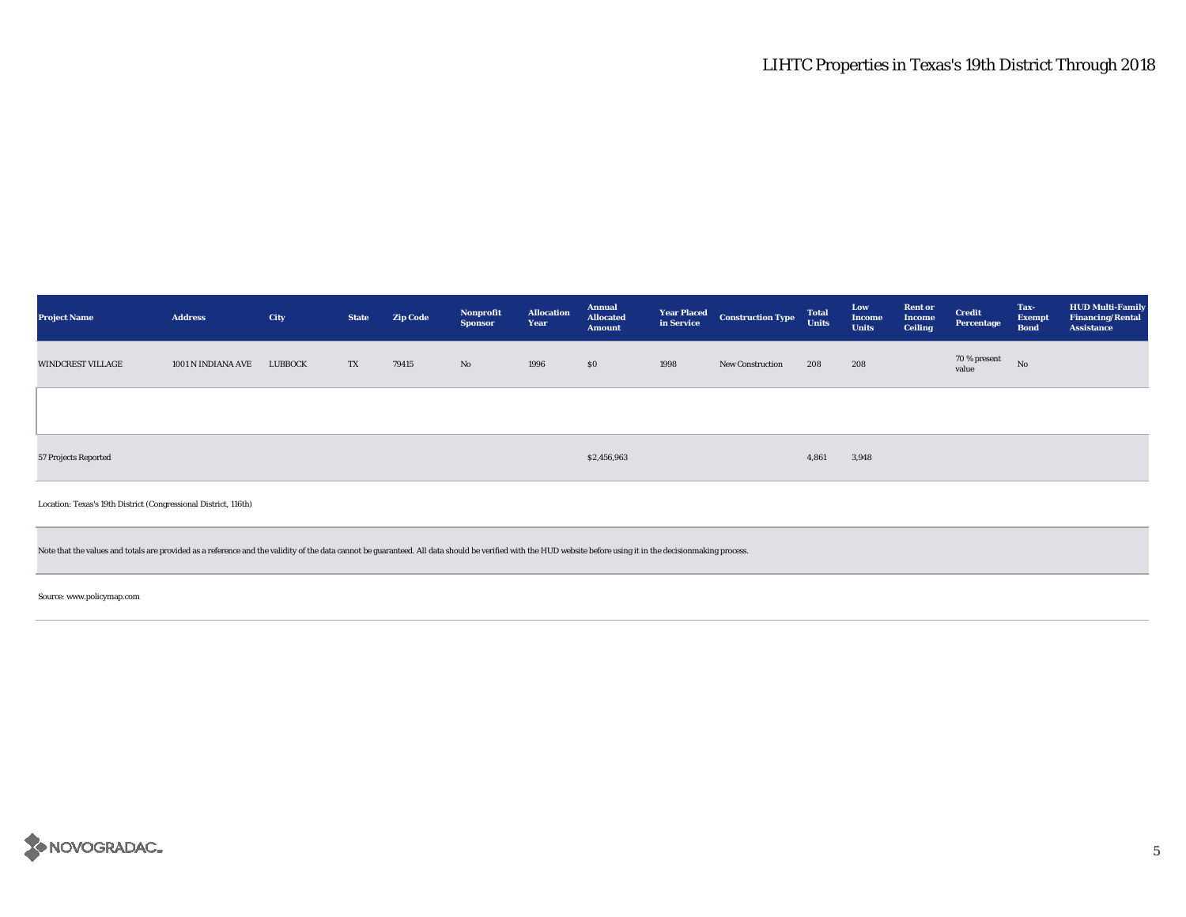| Project Name | Address | City | State | Zip Code | Nonprofit Sponsor | Allocation Year | Annual Allocated Amount | Year Placed in Service | Construction Type | Total Units | Low Income Units | Rent or Income Ceiling | Credit Percentage | Tax-Exempt Bond | HUD Multi-Family Financing/Rental Assistance |
|---|---|---|---|---|---|---|---|---|---|---|---|---|---|---|---|
| WINDCREST VILLAGE | 1001 N INDIANA AVE | LUBBOCK | TX | 79415 | No | 1996 | $0 | 1998 | New Construction | 208 | 208 | | 70 % present value | No | |
| | | | | | | | | | | | | | | | |
| 57 Projects Reported | | | | | | | $2,456,963 | | | 4,861 | 3,948 | | | | |

Location: Texas's 19th District (Congressional District, 116th)

Note that the values and totals are provided as a reference and the validity of the data cannot be guaranteed. All data should be verified with the HUD website before using it in the decisionmaking process.

Source: www.policymap.com